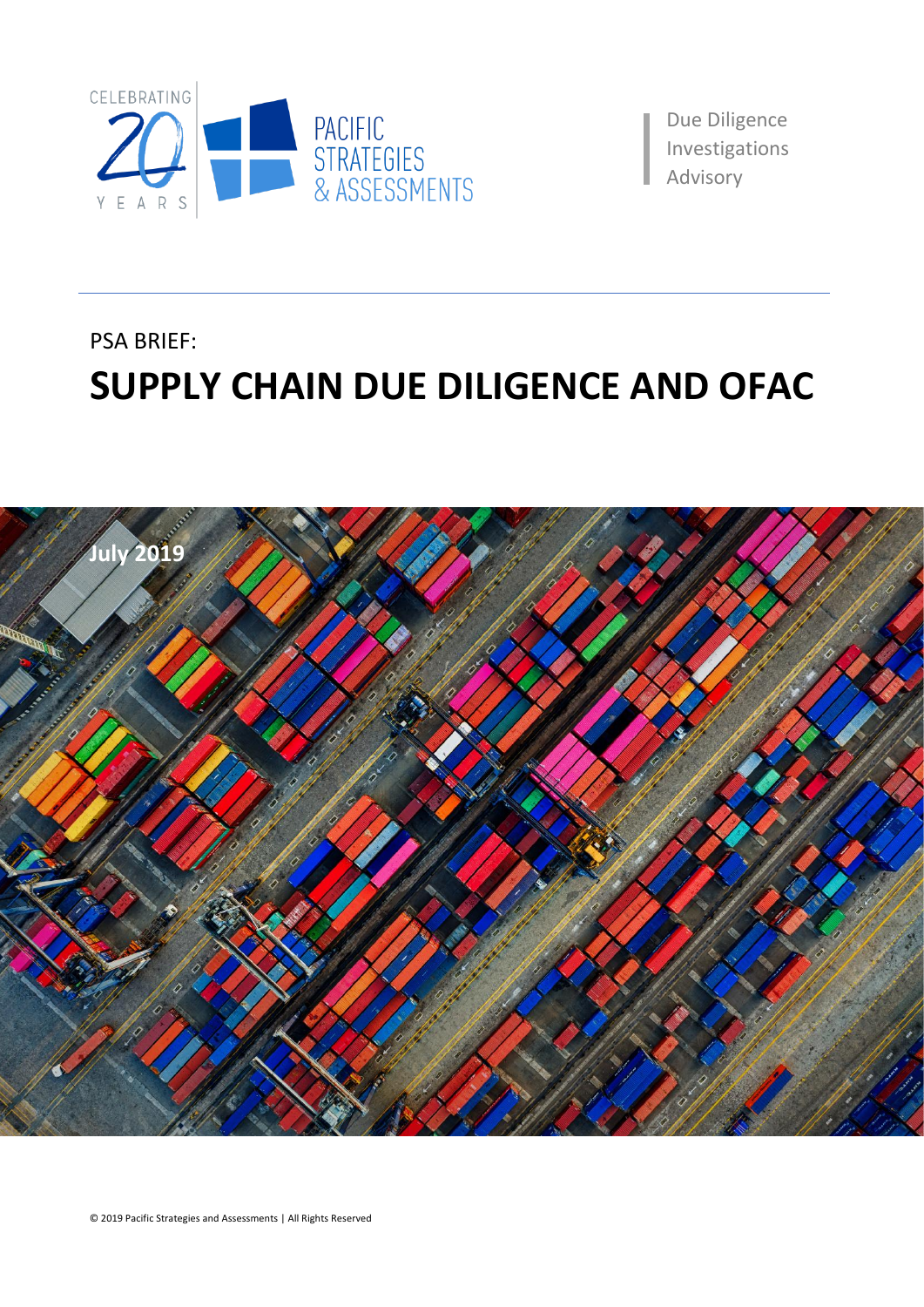CELEBRATING 20 YEARS

PACIFIC STRATEGIES & ASSESSMENTS

Due Diligence
Investigations
Advisory

PSA BRIEF:

# SUPPLY CHAIN DUE DILIGENCE AND OFAC

July 2019

© 2019 Pacific Strategies and Assessments | All Rights Reserved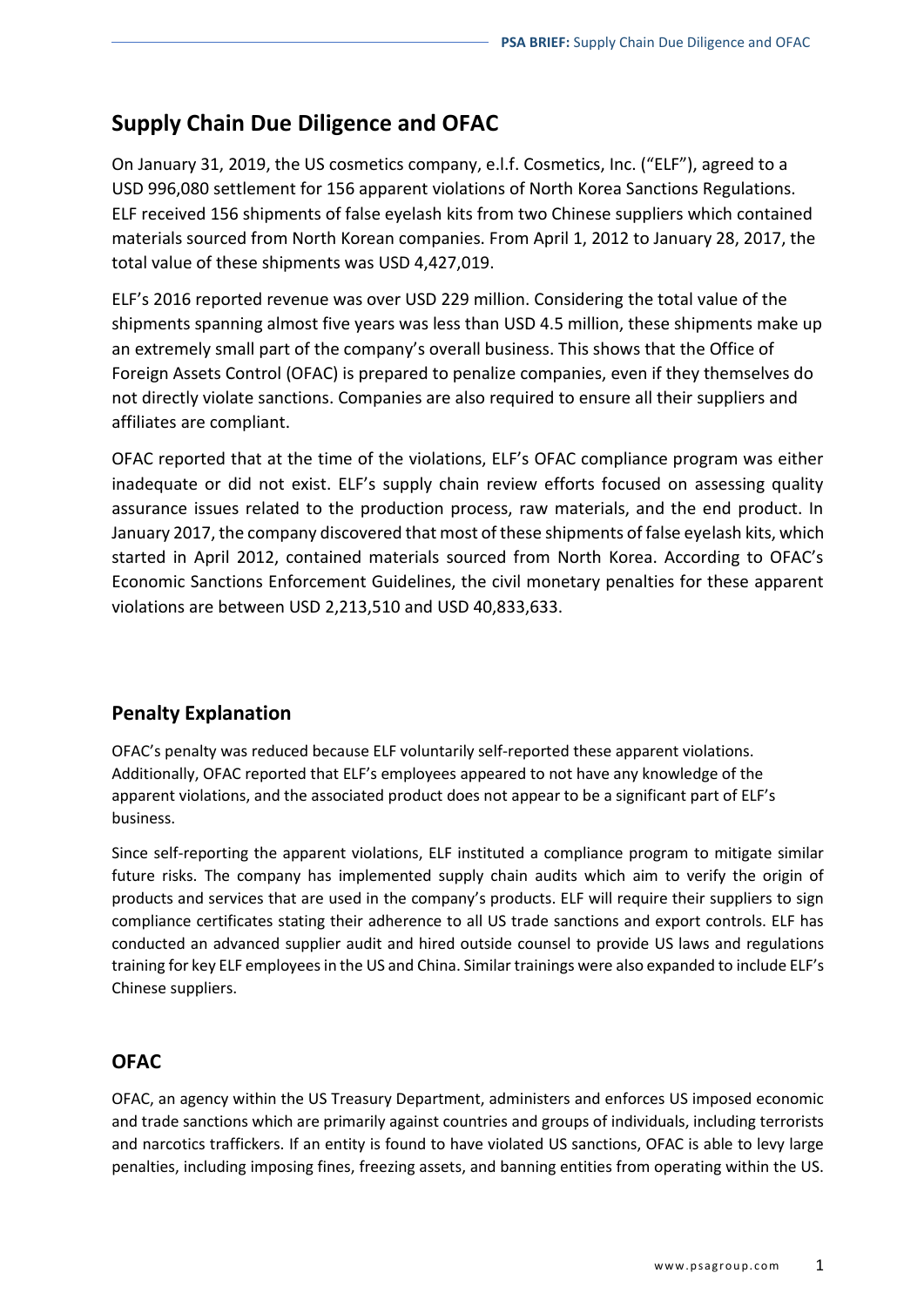# Supply Chain Due Diligence and OFAC

On January 31, 2019, the US cosmetics company, e.l.f. Cosmetics, Inc. ("ELF"), agreed to a USD 996,080 settlement for 156 apparent violations of North Korea Sanctions Regulations. ELF received 156 shipments of false eyelash kits from two Chinese suppliers which contained materials sourced from North Korean companies. From April 1, 2012 to January 28, 2017, the total value of these shipments was USD 4,427,019.

ELF's 2016 reported revenue was over USD 229 million. Considering the total value of the shipments spanning almost five years was less than USD 4.5 million, these shipments make up an extremely small part of the company's overall business. This shows that the Office of Foreign Assets Control (OFAC) is prepared to penalize companies, even if they themselves do not directly violate sanctions. Companies are also required to ensure all their suppliers and affiliates are compliant.

OFAC reported that at the time of the violations, ELF's OFAC compliance program was either inadequate or did not exist. ELF's supply chain review efforts focused on assessing quality assurance issues related to the production process, raw materials, and the end product. In January 2017, the company discovered that most of these shipments of false eyelash kits, which started in April 2012, contained materials sourced from North Korea. According to OFAC's Economic Sanctions Enforcement Guidelines, the civil monetary penalties for these apparent violations are between USD 2,213,510 and USD 40,833,633.

## Penalty Explanation

OFAC's penalty was reduced because ELF voluntarily self-reported these apparent violations. Additionally, OFAC reported that ELF's employees appeared to not have any knowledge of the apparent violations, and the associated product does not appear to be a significant part of ELF's business.

Since self-reporting the apparent violations, ELF instituted a compliance program to mitigate similar future risks. The company has implemented supply chain audits which aim to verify the origin of products and services that are used in the company's products. ELF will require their suppliers to sign compliance certificates stating their adherence to all US trade sanctions and export controls. ELF has conducted an advanced supplier audit and hired outside counsel to provide US laws and regulations training for key ELF employees in the US and China. Similar trainings were also expanded to include ELF's Chinese suppliers.

## OFAC

OFAC, an agency within the US Treasury Department, administers and enforces US imposed economic and trade sanctions which are primarily against countries and groups of individuals, including terrorists and narcotics traffickers. If an entity is found to have violated US sanctions, OFAC is able to levy large penalties, including imposing fines, freezing assets, and banning entities from operating within the US.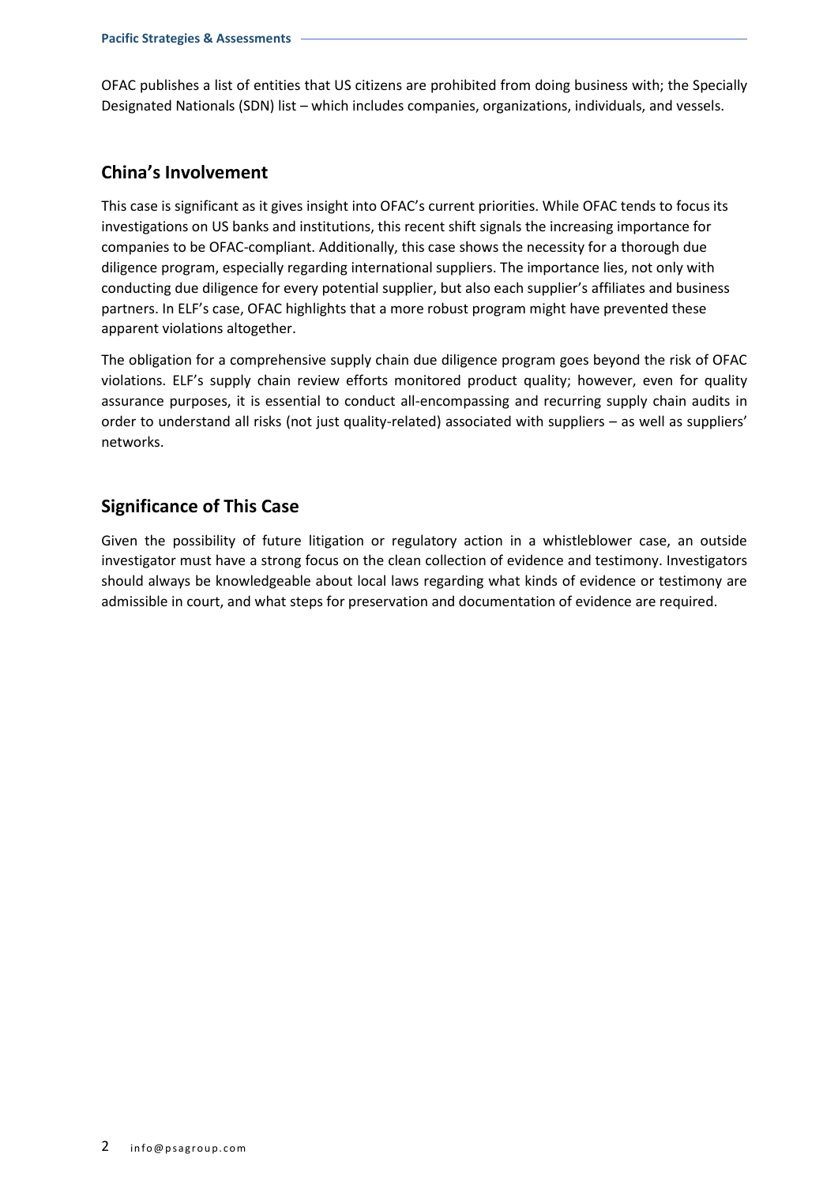OFAC publishes a list of entities that US citizens are prohibited from doing business with; the Specially Designated Nationals (SDN) list – which includes companies, organizations, individuals, and vessels.

## China's Involvement

This case is significant as it gives insight into OFAC's current priorities. While OFAC tends to focus its investigations on US banks and institutions, this recent shift signals the increasing importance for companies to be OFAC-compliant. Additionally, this case shows the necessity for a thorough due diligence program, especially regarding international suppliers. The importance lies, not only with conducting due diligence for every potential supplier, but also each supplier's affiliates and business partners. In ELF's case, OFAC highlights that a more robust program might have prevented these apparent violations altogether.

The obligation for a comprehensive supply chain due diligence program goes beyond the risk of OFAC violations. ELF's supply chain review efforts monitored product quality; however, even for quality assurance purposes, it is essential to conduct all-encompassing and recurring supply chain audits in order to understand all risks (not just quality-related) associated with suppliers – as well as suppliers' networks.

## Significance of This Case

Given the possibility of future litigation or regulatory action in a whistleblower case, an outside investigator must have a strong focus on the clean collection of evidence and testimony. Investigators should always be knowledgeable about local laws regarding what kinds of evidence or testimony are admissible in court, and what steps for preservation and documentation of evidence are required.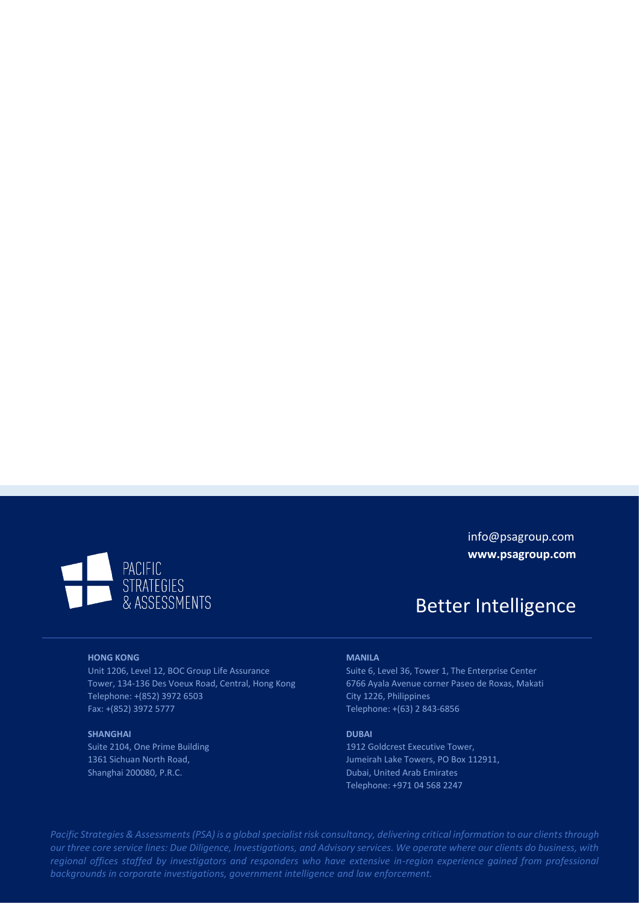PACIFIC STRATEGIES & ASSESSMENTS

info@psagroup.com
**www.psagroup.com**

Better Intelligence

**HONG KONG**
Unit 1206, Level 12, BOC Group Life Assurance Tower, 134-136 Des Voeux Road, Central, Hong Kong
Telephone: +(852) 3972 6503
Fax: +(852) 3972 5777

**SHANGHAI**
Suite 2104, One Prime Building
1361 Sichuan North Road,
Shanghai 200080, P.R.C.

**MANILA**
Suite 6, Level 36, Tower 1, The Enterprise Center
6766 Ayala Avenue corner Paseo de Roxas, Makati City 1226, Philippines
Telephone: +(63) 2 843-6856

**DUBAI**
1912 Goldcrest Executive Tower,
Jumeirah Lake Towers, PO Box 112911,
Dubai, United Arab Emirates
Telephone: +971 04 568 2247

*Pacific Strategies & Assessments (PSA) is a global specialist risk consultancy, delivering critical information to our clients through our three core service lines: Due Diligence, Investigations, and Advisory services. We operate where our clients do business, with regional offices staffed by investigators and responders who have extensive in-region experience gained from professional backgrounds in corporate investigations, government intelligence and law enforcement.*